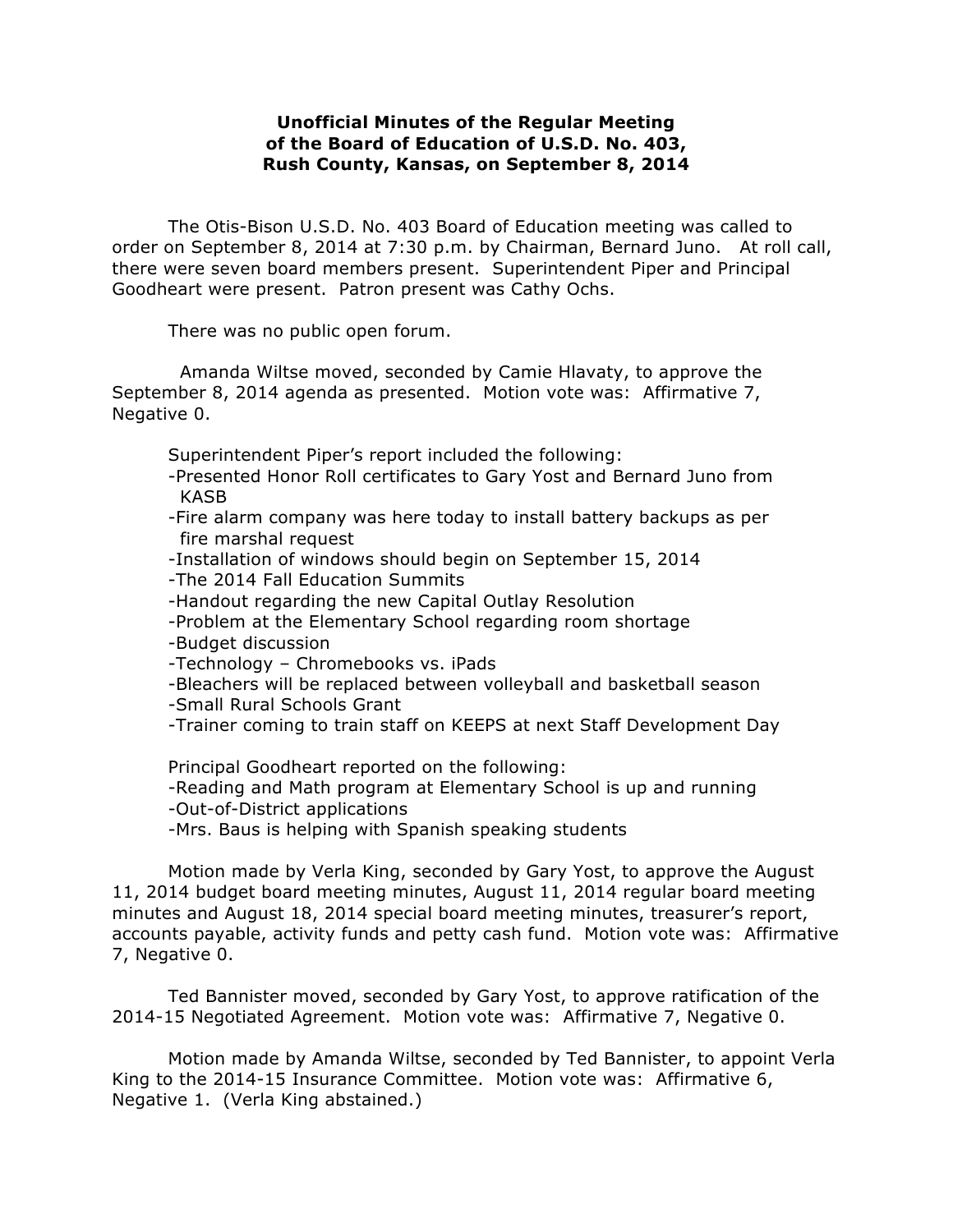**Unofficial Minutes of the Regular Meeting of the Board of Education of U.S.D. No. 403, Rush County, Kansas, on September 8, 2014**

The Otis-Bison U.S.D. No. 403 Board of Education meeting was called to order on September 8, 2014 at 7:30 p.m. by Chairman, Bernard Juno. At roll call, there were seven board members present. Superintendent Piper and Principal Goodheart were present. Patron present was Cathy Ochs.

There was no public open forum.

Amanda Wiltse moved, seconded by Camie Hlavaty, to approve the September 8, 2014 agenda as presented. Motion vote was: Affirmative 7, Negative 0.

Superintendent Piper's report included the following:

-Presented Honor Roll certificates to Gary Yost and Bernard Juno from KASB
-Fire alarm company was here today to install battery backups as per fire marshal request
-Installation of windows should begin on September 15, 2014
-The 2014 Fall Education Summits
-Handout regarding the new Capital Outlay Resolution
-Problem at the Elementary School regarding room shortage
-Budget discussion
-Technology – Chromebooks vs. iPads
-Bleachers will be replaced between volleyball and basketball season
-Small Rural Schools Grant
-Trainer coming to train staff on KEEPS at next Staff Development Day

Principal Goodheart reported on the following:

-Reading and Math program at Elementary School is up and running
-Out-of-District applications
-Mrs. Baus is helping with Spanish speaking students

Motion made by Verla King, seconded by Gary Yost, to approve the August 11, 2014 budget board meeting minutes, August 11, 2014 regular board meeting minutes and August 18, 2014 special board meeting minutes, treasurer's report, accounts payable, activity funds and petty cash fund. Motion vote was: Affirmative 7, Negative 0.

Ted Bannister moved, seconded by Gary Yost, to approve ratification of the 2014-15 Negotiated Agreement. Motion vote was: Affirmative 7, Negative 0.

Motion made by Amanda Wiltse, seconded by Ted Bannister, to appoint Verla King to the 2014-15 Insurance Committee. Motion vote was: Affirmative 6, Negative 1. (Verla King abstained.)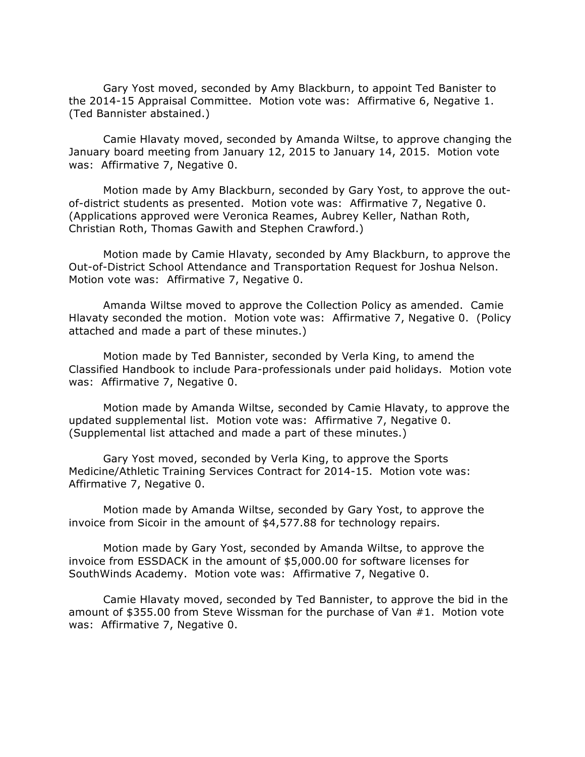Gary Yost moved, seconded by Amy Blackburn, to appoint Ted Banister to the 2014-15 Appraisal Committee. Motion vote was: Affirmative 6, Negative 1. (Ted Bannister abstained.)

Camie Hlavaty moved, seconded by Amanda Wiltse, to approve changing the January board meeting from January 12, 2015 to January 14, 2015. Motion vote was: Affirmative 7, Negative 0.

Motion made by Amy Blackburn, seconded by Gary Yost, to approve the out-of-district students as presented. Motion vote was: Affirmative 7, Negative 0. (Applications approved were Veronica Reames, Aubrey Keller, Nathan Roth, Christian Roth, Thomas Gawith and Stephen Crawford.)

Motion made by Camie Hlavaty, seconded by Amy Blackburn, to approve the Out-of-District School Attendance and Transportation Request for Joshua Nelson. Motion vote was: Affirmative 7, Negative 0.

Amanda Wiltse moved to approve the Collection Policy as amended. Camie Hlavaty seconded the motion. Motion vote was: Affirmative 7, Negative 0. (Policy attached and made a part of these minutes.)

Motion made by Ted Bannister, seconded by Verla King, to amend the Classified Handbook to include Para-professionals under paid holidays. Motion vote was: Affirmative 7, Negative 0.

Motion made by Amanda Wiltse, seconded by Camie Hlavaty, to approve the updated supplemental list. Motion vote was: Affirmative 7, Negative 0. (Supplemental list attached and made a part of these minutes.)

Gary Yost moved, seconded by Verla King, to approve the Sports Medicine/Athletic Training Services Contract for 2014-15. Motion vote was: Affirmative 7, Negative 0.

Motion made by Amanda Wiltse, seconded by Gary Yost, to approve the invoice from Sicoir in the amount of $4,577.88 for technology repairs.

Motion made by Gary Yost, seconded by Amanda Wiltse, to approve the invoice from ESSDACK in the amount of $5,000.00 for software licenses for SouthWinds Academy. Motion vote was: Affirmative 7, Negative 0.

Camie Hlavaty moved, seconded by Ted Bannister, to approve the bid in the amount of $355.00 from Steve Wissman for the purchase of Van #1. Motion vote was: Affirmative 7, Negative 0.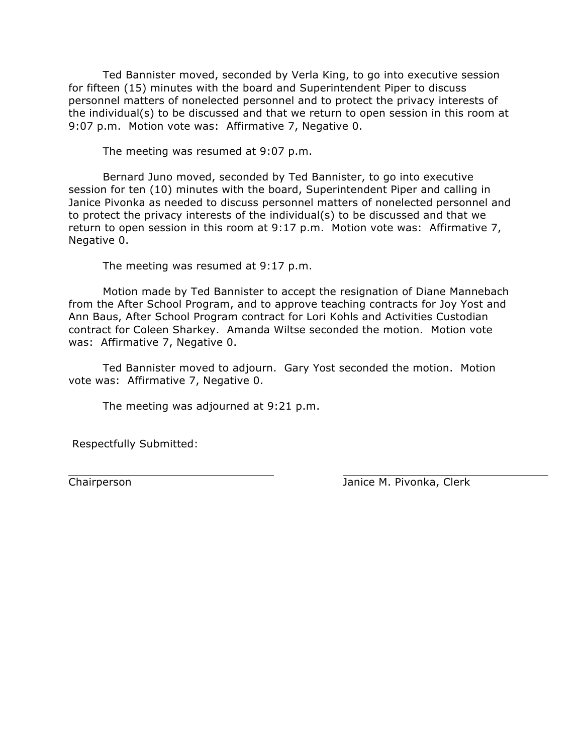Ted Bannister moved, seconded by Verla King, to go into executive session for fifteen (15) minutes with the board and Superintendent Piper to discuss personnel matters of nonelected personnel and to protect the privacy interests of the individual(s) to be discussed and that we return to open session in this room at 9:07 p.m. Motion vote was: Affirmative 7, Negative 0.

The meeting was resumed at 9:07 p.m.

Bernard Juno moved, seconded by Ted Bannister, to go into executive session for ten (10) minutes with the board, Superintendent Piper and calling in Janice Pivonka as needed to discuss personnel matters of nonelected personnel and to protect the privacy interests of the individual(s) to be discussed and that we return to open session in this room at 9:17 p.m. Motion vote was: Affirmative 7, Negative 0.

The meeting was resumed at 9:17 p.m.

Motion made by Ted Bannister to accept the resignation of Diane Mannebach from the After School Program, and to approve teaching contracts for Joy Yost and Ann Baus, After School Program contract for Lori Kohls and Activities Custodian contract for Coleen Sharkey. Amanda Wiltse seconded the motion. Motion vote was: Affirmative 7, Negative 0.

Ted Bannister moved to adjourn. Gary Yost seconded the motion. Motion vote was: Affirmative 7, Negative 0.

The meeting was adjourned at 9:21 p.m.

Respectfully Submitted:

| | |
|---|---|
| ______________________________ | ______________________________ |
| Chairperson | Janice M. Pivonka, Clerk |